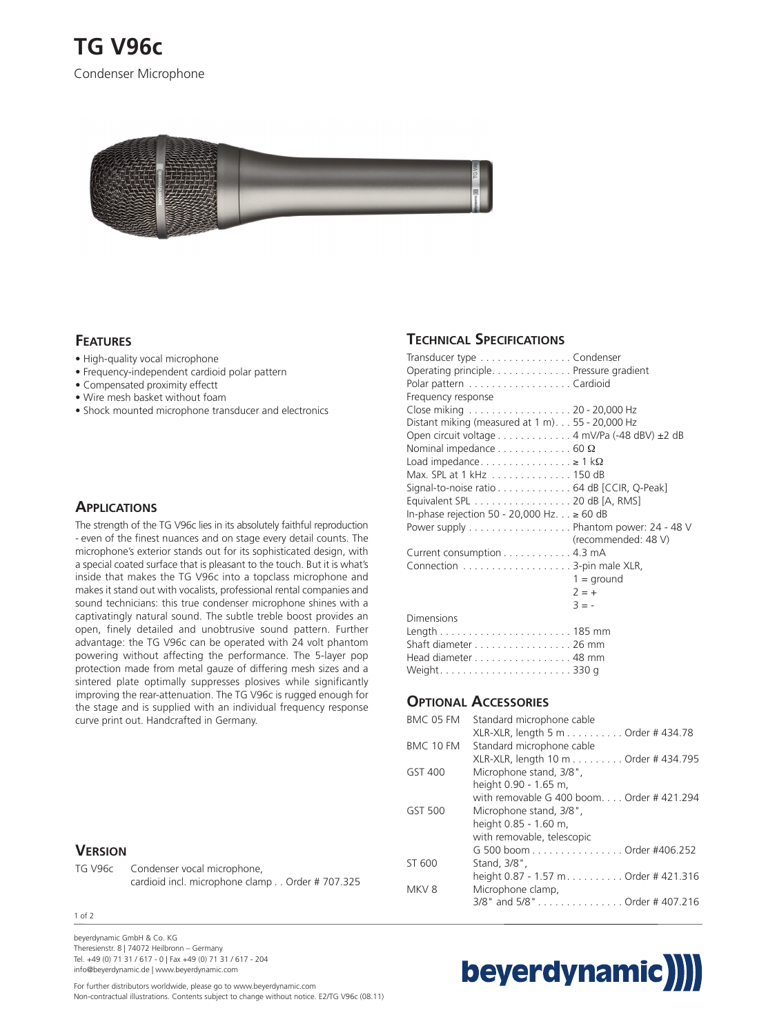# TG V96c

Condenser Microphone

## Features

- High-quality vocal microphone
- Frequency-independent cardioid polar pattern
- Compensated proximity effectt
- Wire mesh basket without foam
- Shock mounted microphone transducer and electronics

## Applications

The strength of the TG V96c lies in its absolutely faithful reproduction - even of the finest nuances and on stage every detail counts. The microphone's exterior stands out for its sophisticated design, with a special coated surface that is pleasant to the touch. But it is what's inside that makes the TG V96c into a topclass microphone and makes it stand out with vocalists, professional rental companies and sound technicians: this true condenser microphone shines with a captivatingly natural sound. The subtle treble boost provides an open, finely detailed and unobtrusive sound pattern. Further advantage: the TG V96c can be operated with 24 volt phantom powering without affecting the performance. The 5-layer pop protection made from metal gauze of differing mesh sizes and a sintered plate optimally suppresses plosives while significantly improving the rear-attenuation. The TG V96c is rugged enough for the stage and is supplied with an individual frequency response curve print out. Handcrafted in Germany.

## Version

| | | |
|---|---|---|
| TG V96c | Condenser vocal microphone, cardioid incl. microphone clamp | Order # 707.325 |

## Technical Specifications

| | |
|---|---|
| Transducer type | Condenser |
| Operating principle | Pressure gradient |
| Polar pattern | Cardioid |
| Frequency response | |
| Close miking | 20 - 20,000 Hz |
| Distant miking (measured at 1 m) | 55 - 20,000 Hz |
| Open circuit voltage | 4 mV/Pa (-48 dBV) ±2 dB |
| Nominal impedance | 60 Ω |
| Load impedance | ≥ 1 kΩ |
| Max. SPL at 1 kHz | 150 dB |
| Signal-to-noise ratio | 64 dB [CCIR, Q-Peak] |
| Equivalent SPL | 20 dB [A, RMS] |
| In-phase rejection 50 - 20,000 Hz | ≥ 60 dB |
| Power supply | Phantom power: 24 - 48 V (recommended: 48 V) |
| Current consumption | 4.3 mA |
| Connection | 3-pin male XLR, 1 = ground, 2 = +, 3 = - |
| Dimensions | |
| Length | 185 mm |
| Shaft diameter | 26 mm |
| Head diameter | 48 mm |
| Weight | 330 g |

## Optional Accessories

| | | |
|---|---|---|
| BMC 05 FM | Standard microphone cable XLR-XLR, length 5 m | Order # 434.78 |
| BMC 10 FM | Standard microphone cable XLR-XLR, length 10 m | Order # 434.795 |
| GST 400 | Microphone stand, 3/8", height 0.90 - 1.65 m, with removable G 400 boom | Order # 421.294 |
| GST 500 | Microphone stand, 3/8", height 0.85 - 1.60 m, with removable, telescopic G 500 boom | Order #406.252 |
| ST 600 | Stand, 3/8", height 0.87 - 1.57 m | Order # 421.316 |
| MKV 8 | Microphone clamp, 3/8" and 5/8" | Order # 407.216 |

beyerdynamic GmbH & Co. KG
Theresienstr. 8 | 74072 Heilbronn – Germany
Tel. +49 (0) 71 31 / 617 - 0 | Fax +49 (0) 71 31 / 617 - 204
info@beyerdynamic.de | www.beyerdynamic.com

For further distributors worldwide, please go to www.beyerdynamic.com
Non-contractual illustrations. Contents subject to change without notice. E2/TG V96c (08.11)

beyerdynamic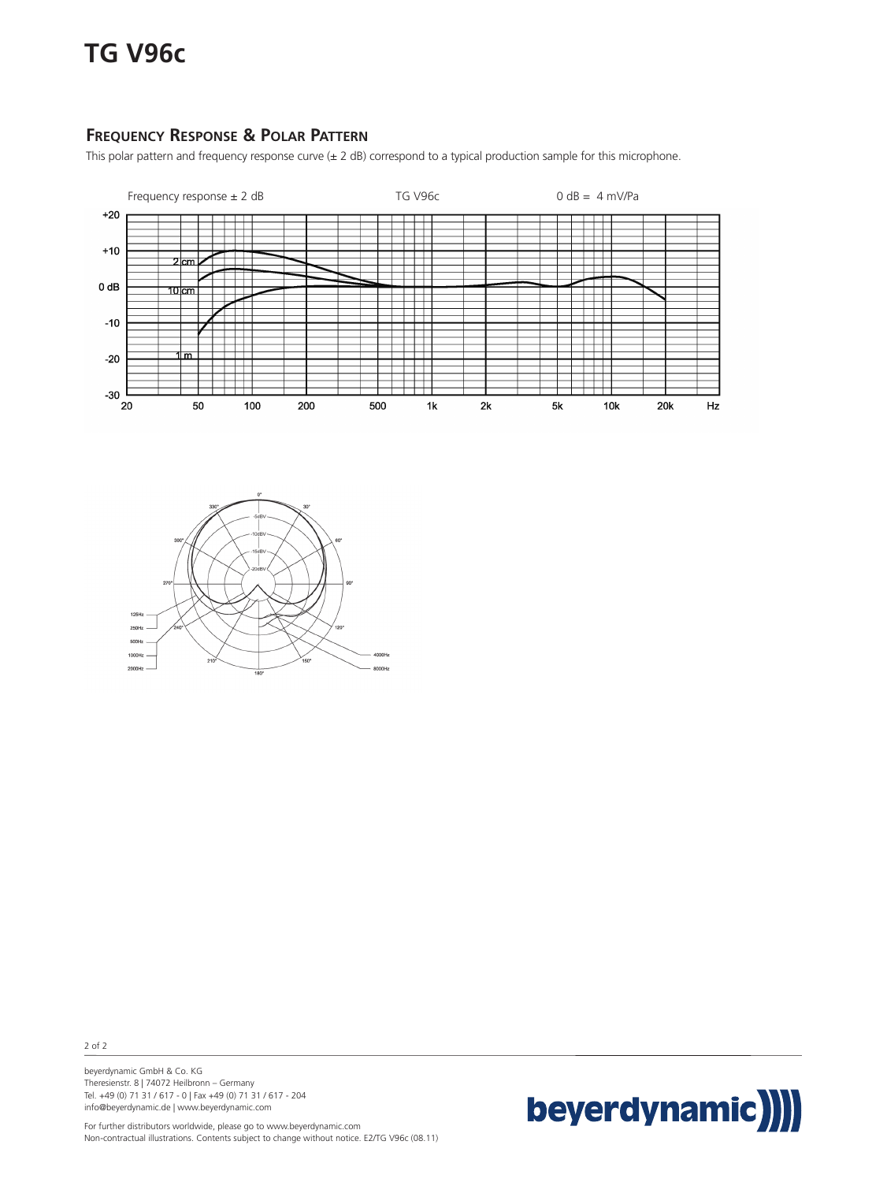# TG V96c

## Frequency Response & Polar Pattern

This polar pattern and frequency response curve (± 2 dB) correspond to a typical production sample for this microphone.

Frequency response ± 2 dB

TG V96c

0 dB = 4 mV/Pa

+20

+10

0 dB

-10

-20

-30

2 cm

10 cm

1 m

20 50 100 200 500 1k 2k 5k 10k 20k Hz

0°

30°

60°

90°

120°

150°

180°

210°

240°

270°

300°

330°

-5dBV

-10dBV

-15dBV

-20dBV

125Hz

250Hz

500Hz

1000Hz

2000Hz

4000Hz

8000Hz

beyerdynamic GmbH & Co. KG
Theresienstr. 8 | 74072 Heilbronn – Germany
Tel. +49 (0) 71 31 / 617 - 0 | Fax +49 (0) 71 31 / 617 - 204
info@beyerdynamic.de | www.beyerdynamic.com

For further distributors worldwide, please go to www.beyerdynamic.com
Non-contractual illustrations. Contents subject to change without notice. E2/TG V96c (08.11)

beyerdynamic